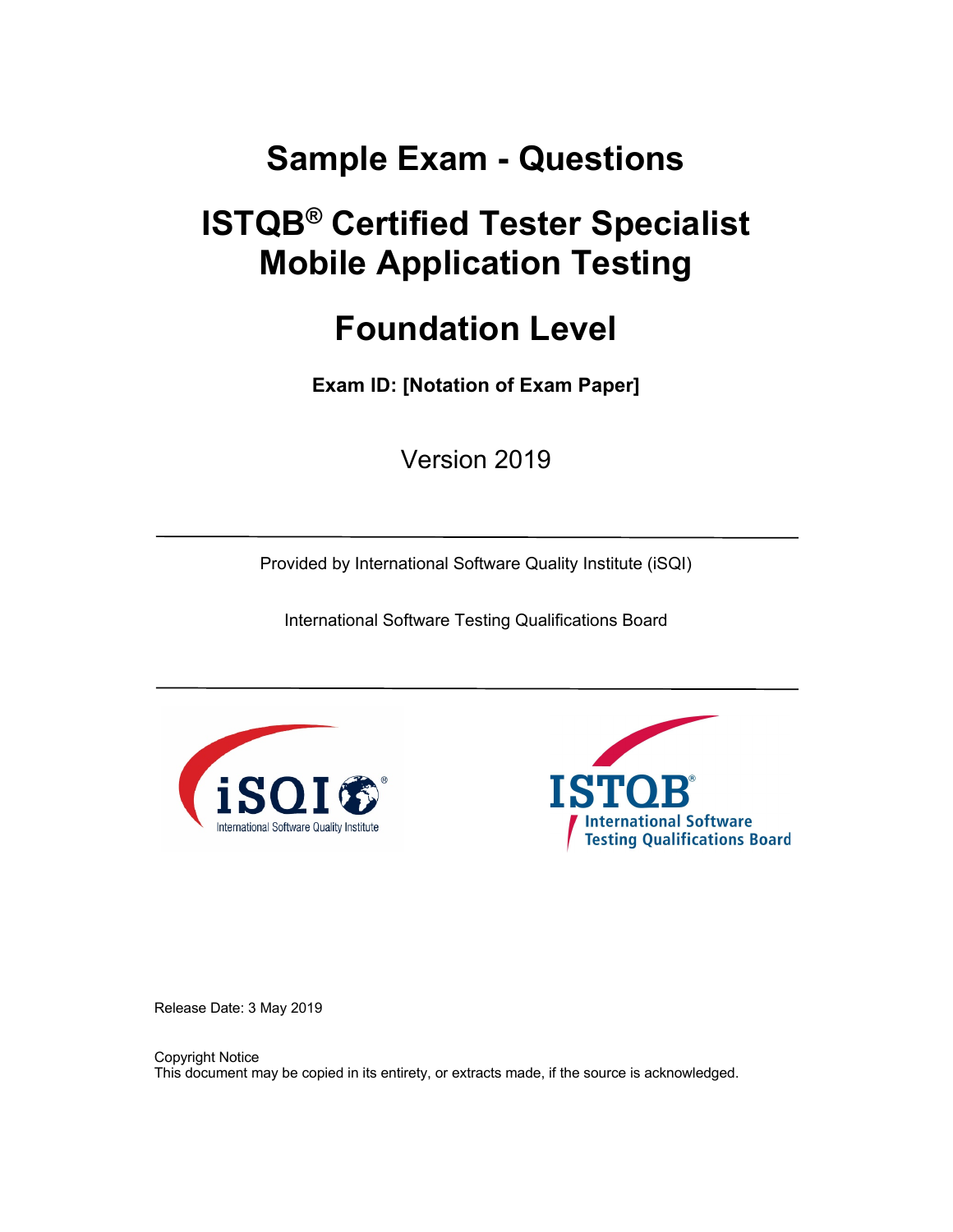# Sample Exam - Questions

# ISTQB® Certified Tester Specialist Mobile Application Testing

# Foundation Level

**Exam ID: [Notation of Exam Paper]**

Version 2019

---

Provided by International Software Quality Institute (iSQI)

International Software Testing Qualifications Board

---

Release Date: 3 May 2019

Copyright Notice
This document may be copied in its entirety, or extracts made, if the source is acknowledged.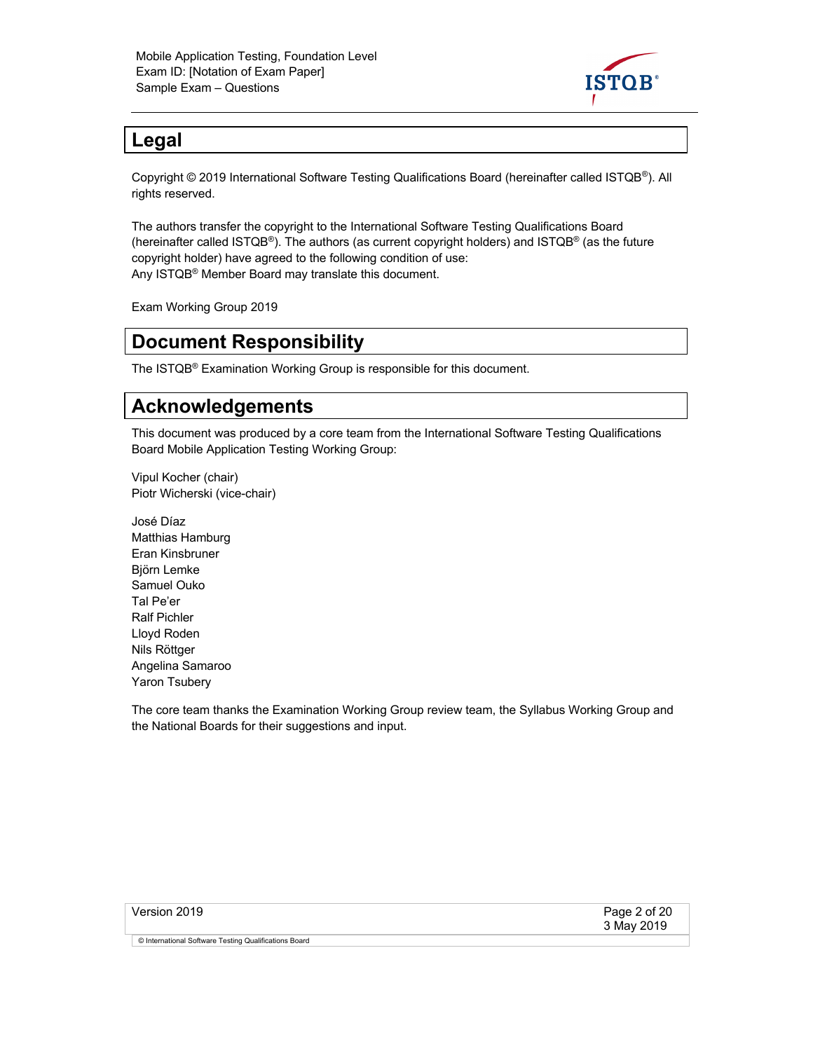# Legal

Copyright © 2019 International Software Testing Qualifications Board (hereinafter called ISTQB®). All rights reserved.

The authors transfer the copyright to the International Software Testing Qualifications Board (hereinafter called ISTQB®). The authors (as current copyright holders) and ISTQB® (as the future copyright holder) have agreed to the following condition of use:
Any ISTQB® Member Board may translate this document.

Exam Working Group 2019

# Document Responsibility

The ISTQB® Examination Working Group is responsible for this document.

# Acknowledgements

This document was produced by a core team from the International Software Testing Qualifications Board Mobile Application Testing Working Group:

Vipul Kocher (chair)
Piotr Wicherski (vice-chair)

José Díaz
Matthias Hamburg
Eran Kinsbruner
Björn Lemke
Samuel Ouko
Tal Pe'er
Ralf Pichler
Lloyd Roden
Nils Röttger
Angelina Samaroo
Yaron Tsubery

The core team thanks the Examination Working Group review team, the Syllabus Working Group and the National Boards for their suggestions and input.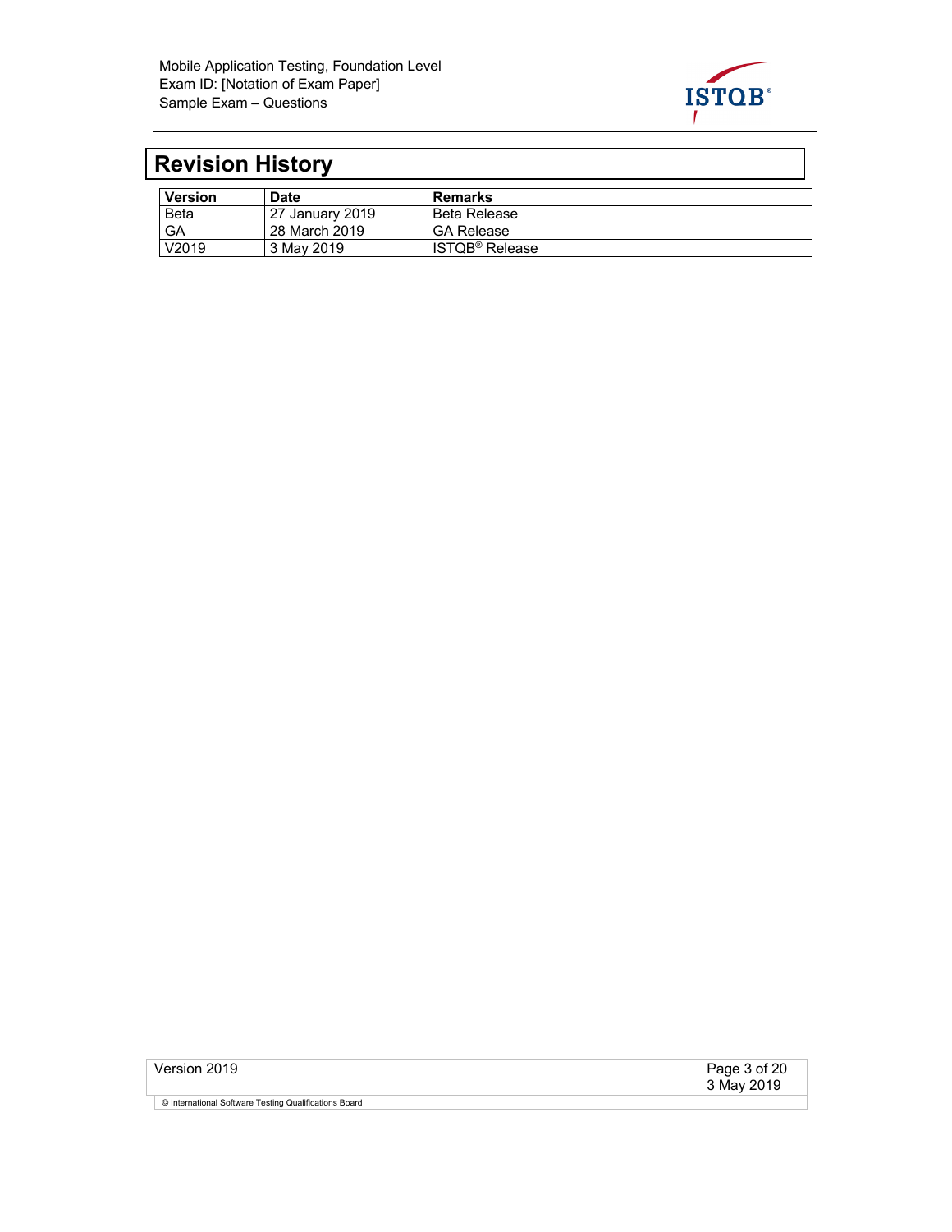# Revision History

| Version | Date | Remarks |
|---|---|---|
| Beta | 27 January 2019 | Beta Release |
| GA | 28 March 2019 | GA Release |
| V2019 | 3 May 2019 | ISTQB® Release |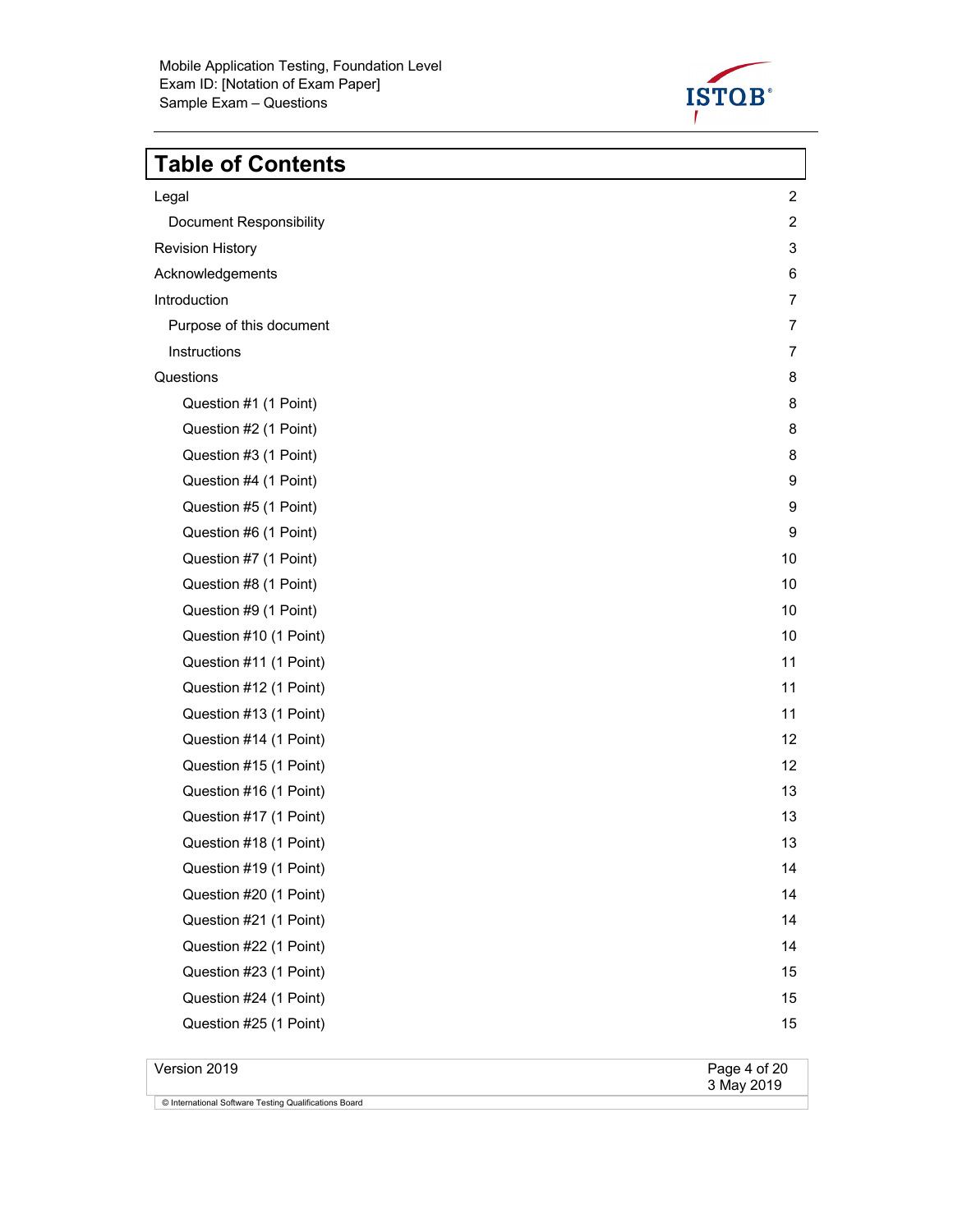# Table of Contents

| | |
|---|---|
| Legal | 2 |
| Document Responsibility | 2 |
| Revision History | 3 |
| Acknowledgements | 6 |
| Introduction | 7 |
| Purpose of this document | 7 |
| Instructions | 7 |
| Questions | 8 |
| Question #1 (1 Point) | 8 |
| Question #2 (1 Point) | 8 |
| Question #3 (1 Point) | 8 |
| Question #4 (1 Point) | 9 |
| Question #5 (1 Point) | 9 |
| Question #6 (1 Point) | 9 |
| Question #7 (1 Point) | 10 |
| Question #8 (1 Point) | 10 |
| Question #9 (1 Point) | 10 |
| Question #10 (1 Point) | 10 |
| Question #11 (1 Point) | 11 |
| Question #12 (1 Point) | 11 |
| Question #13 (1 Point) | 11 |
| Question #14 (1 Point) | 12 |
| Question #15 (1 Point) | 12 |
| Question #16 (1 Point) | 13 |
| Question #17 (1 Point) | 13 |
| Question #18 (1 Point) | 13 |
| Question #19 (1 Point) | 14 |
| Question #20 (1 Point) | 14 |
| Question #21 (1 Point) | 14 |
| Question #22 (1 Point) | 14 |
| Question #23 (1 Point) | 15 |
| Question #24 (1 Point) | 15 |
| Question #25 (1 Point) | 15 |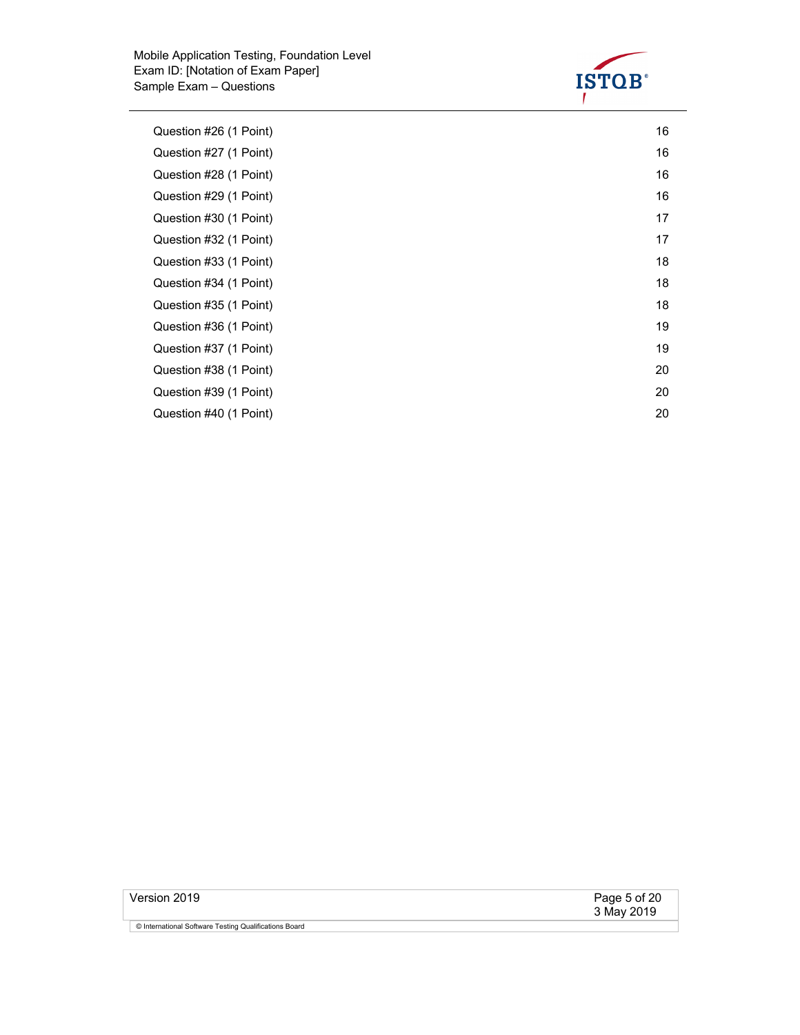Question #26 (1 Point) 16
Question #27 (1 Point) 16
Question #28 (1 Point) 16
Question #29 (1 Point) 16
Question #30 (1 Point) 17
Question #32 (1 Point) 17
Question #33 (1 Point) 18
Question #34 (1 Point) 18
Question #35 (1 Point) 18
Question #36 (1 Point) 19
Question #37 (1 Point) 19
Question #38 (1 Point) 20
Question #39 (1 Point) 20
Question #40 (1 Point) 20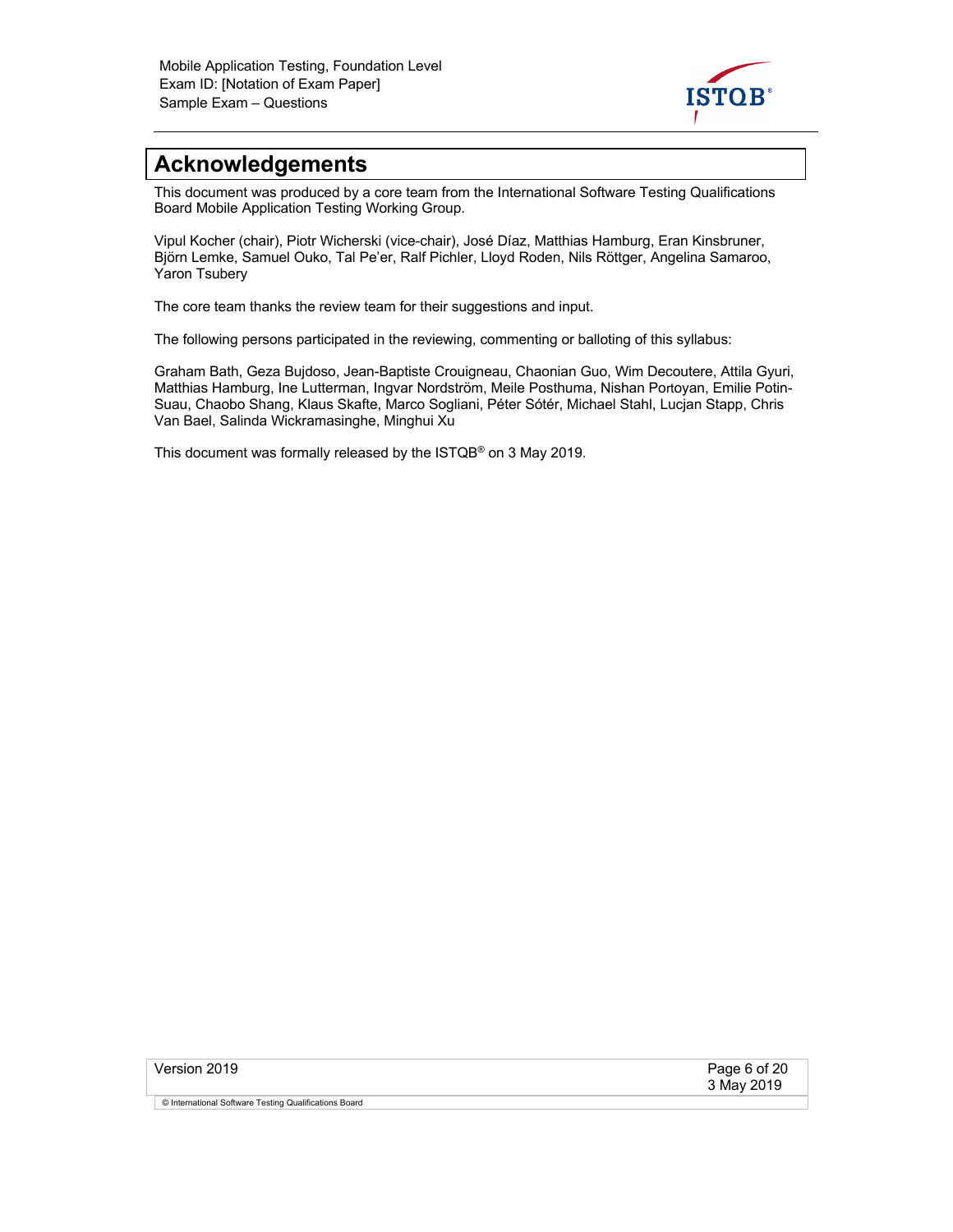# Acknowledgements

This document was produced by a core team from the International Software Testing Qualifications Board Mobile Application Testing Working Group.

Vipul Kocher (chair), Piotr Wicherski (vice-chair), José Díaz, Matthias Hamburg, Eran Kinsbruner, Björn Lemke, Samuel Ouko, Tal Pe'er, Ralf Pichler, Lloyd Roden, Nils Röttger, Angelina Samaroo, Yaron Tsubery

The core team thanks the review team for their suggestions and input.

The following persons participated in the reviewing, commenting or balloting of this syllabus:

Graham Bath, Geza Bujdoso, Jean-Baptiste Crouigneau, Chaonian Guo, Wim Decoutere, Attila Gyuri, Matthias Hamburg, Ine Lutterman, Ingvar Nordström, Meile Posthuma, Nishan Portoyan, Emilie Potin-Suau, Chaobo Shang, Klaus Skafte, Marco Sogliani, Péter Sótér, Michael Stahl, Lucjan Stapp, Chris Van Bael, Salinda Wickramasinghe, Minghui Xu

This document was formally released by the ISTQB® on 3 May 2019.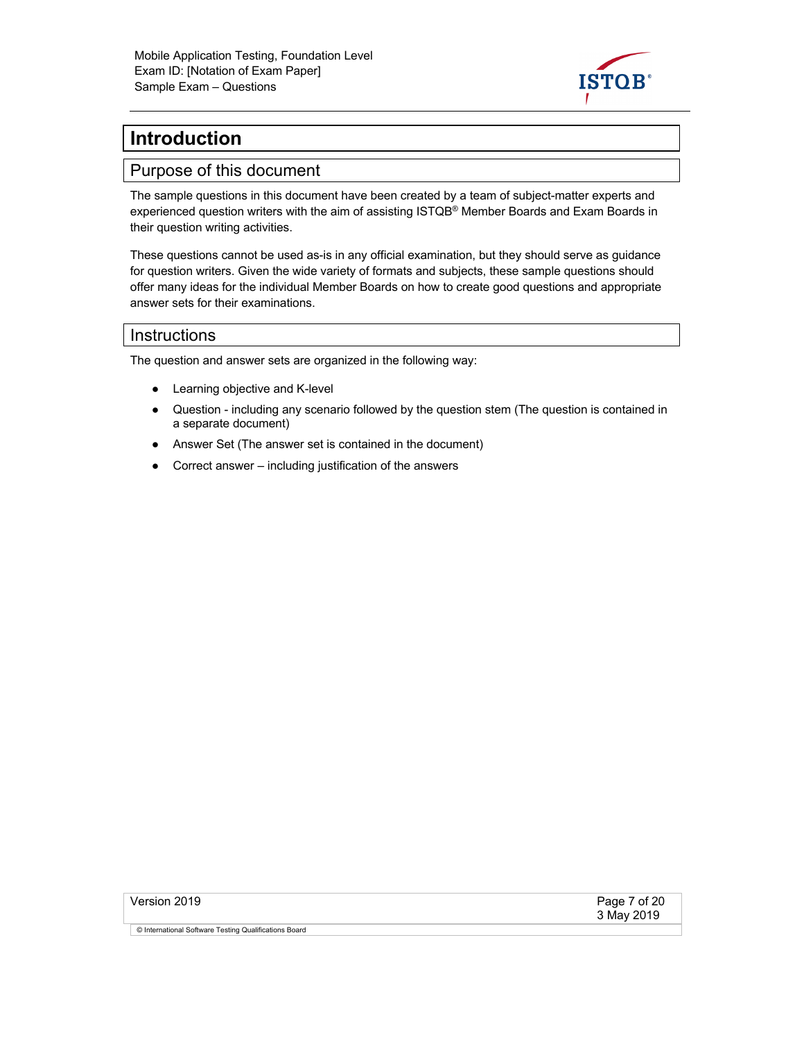# Introduction

## Purpose of this document

The sample questions in this document have been created by a team of subject-matter experts and experienced question writers with the aim of assisting ISTQB® Member Boards and Exam Boards in their question writing activities.

These questions cannot be used as-is in any official examination, but they should serve as guidance for question writers. Given the wide variety of formats and subjects, these sample questions should offer many ideas for the individual Member Boards on how to create good questions and appropriate answer sets for their examinations.

## Instructions

The question and answer sets are organized in the following way:

- Learning objective and K-level
- Question - including any scenario followed by the question stem (The question is contained in a separate document)
- Answer Set (The answer set is contained in the document)
- Correct answer – including justification of the answers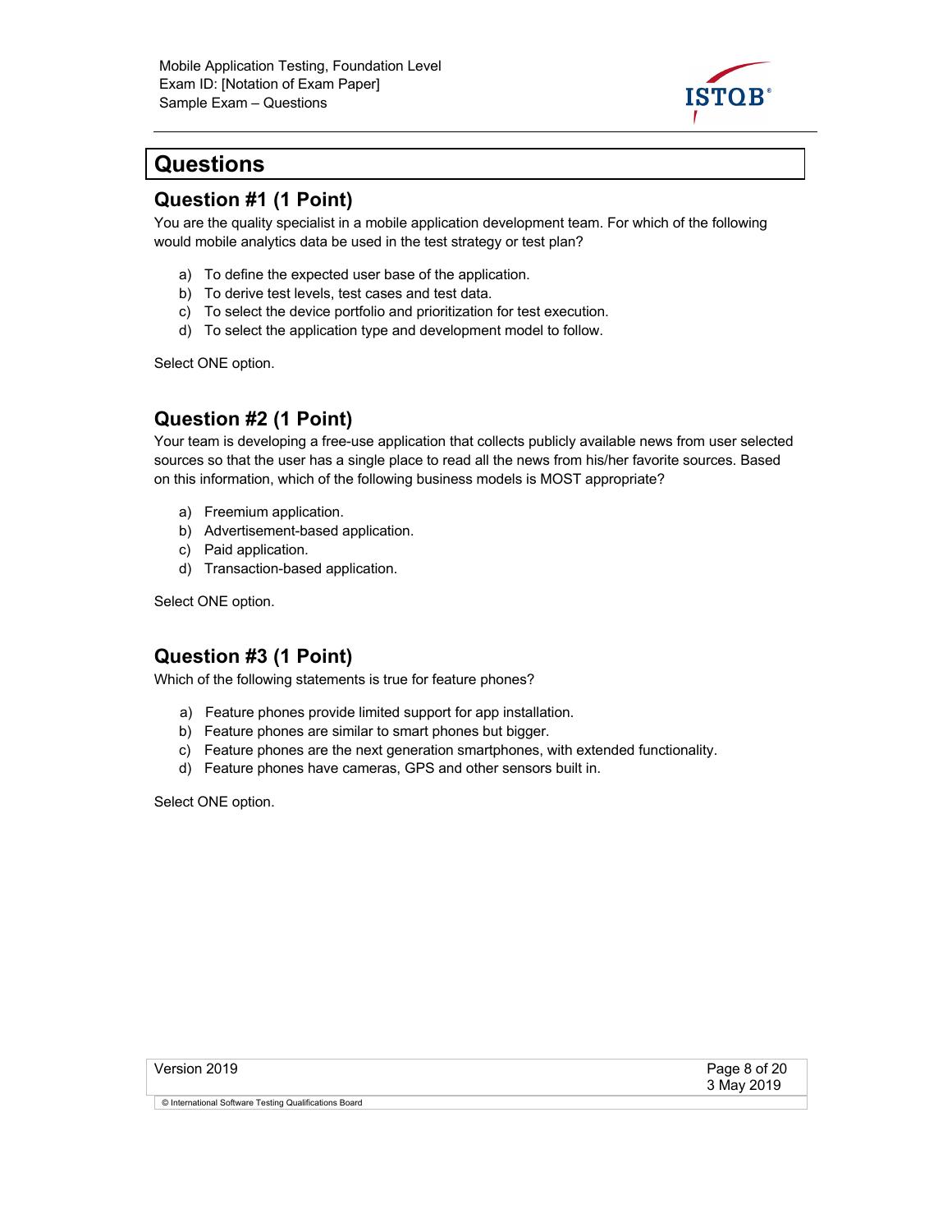# Questions

## Question #1 (1 Point)

You are the quality specialist in a mobile application development team. For which of the following would mobile analytics data be used in the test strategy or test plan?

a) To define the expected user base of the application.
b) To derive test levels, test cases and test data.
c) To select the device portfolio and prioritization for test execution.
d) To select the application type and development model to follow.

Select ONE option.

## Question #2 (1 Point)

Your team is developing a free-use application that collects publicly available news from user selected sources so that the user has a single place to read all the news from his/her favorite sources. Based on this information, which of the following business models is MOST appropriate?

a) Freemium application.
b) Advertisement-based application.
c) Paid application.
d) Transaction-based application.

Select ONE option.

## Question #3 (1 Point)

Which of the following statements is true for feature phones?

a) Feature phones provide limited support for app installation.
b) Feature phones are similar to smart phones but bigger.
c) Feature phones are the next generation smartphones, with extended functionality.
d) Feature phones have cameras, GPS and other sensors built in.

Select ONE option.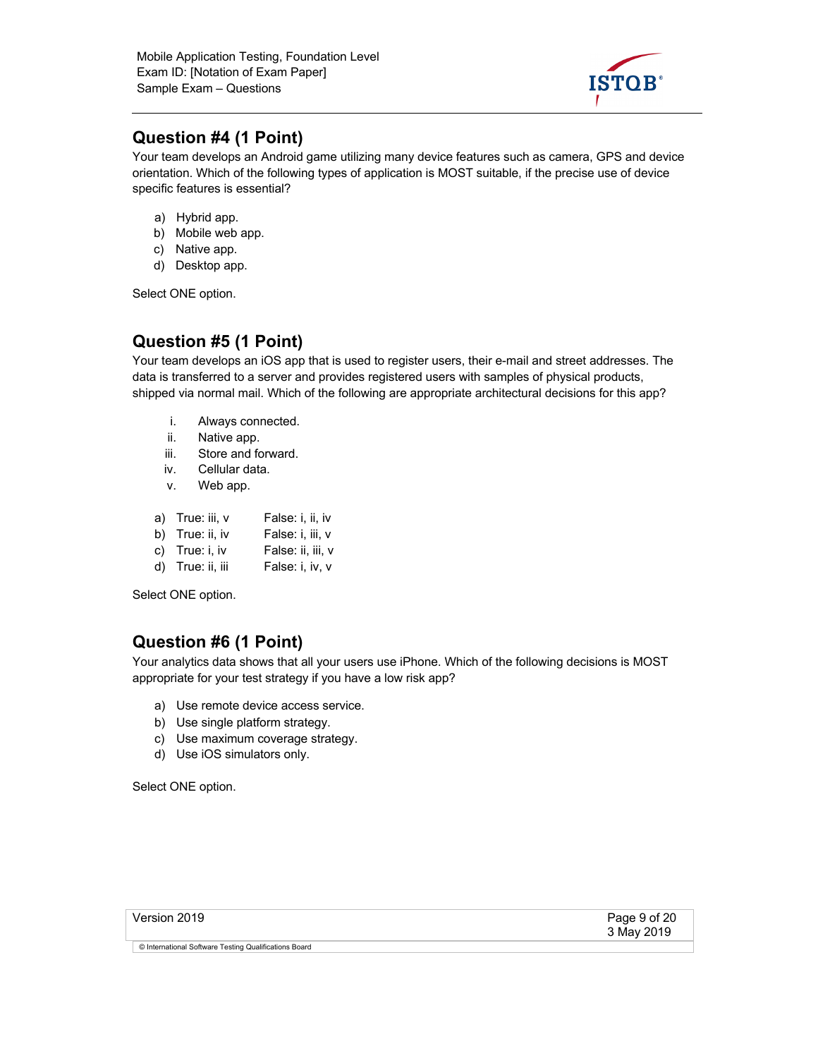## Question #4 (1 Point)

Your team develops an Android game utilizing many device features such as camera, GPS and device orientation. Which of the following types of application is MOST suitable, if the precise use of device specific features is essential?

a) Hybrid app.
b) Mobile web app.
c) Native app.
d) Desktop app.

Select ONE option.

## Question #5 (1 Point)

Your team develops an iOS app that is used to register users, their e-mail and street addresses. The data is transferred to a server and provides registered users with samples of physical products, shipped via normal mail. Which of the following are appropriate architectural decisions for this app?

i. Always connected.
ii. Native app.
iii. Store and forward.
iv. Cellular data.
v. Web app.

a) True: iii, v    False: i, ii, iv
b) True: ii, iv    False: i, iii, v
c) True: i, iv    False: ii, iii, v
d) True: ii, iii    False: i, iv, v

Select ONE option.

## Question #6 (1 Point)

Your analytics data shows that all your users use iPhone. Which of the following decisions is MOST appropriate for your test strategy if you have a low risk app?

a) Use remote device access service.
b) Use single platform strategy.
c) Use maximum coverage strategy.
d) Use iOS simulators only.

Select ONE option.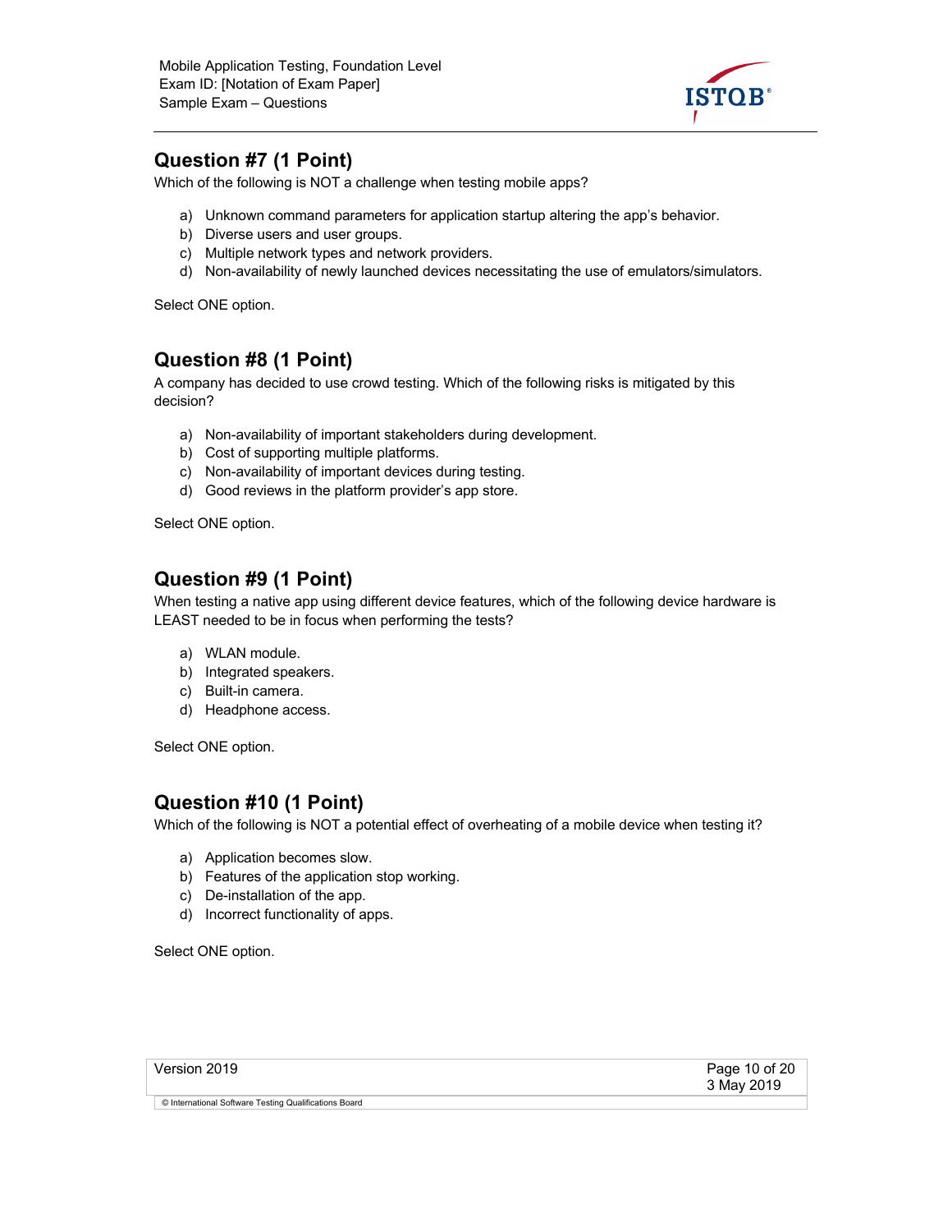## Question #7 (1 Point)

Which of the following is NOT a challenge when testing mobile apps?

a) Unknown command parameters for application startup altering the app's behavior.
b) Diverse users and user groups.
c) Multiple network types and network providers.
d) Non-availability of newly launched devices necessitating the use of emulators/simulators.

Select ONE option.

## Question #8 (1 Point)

A company has decided to use crowd testing. Which of the following risks is mitigated by this decision?

a) Non-availability of important stakeholders during development.
b) Cost of supporting multiple platforms.
c) Non-availability of important devices during testing.
d) Good reviews in the platform provider's app store.

Select ONE option.

## Question #9 (1 Point)

When testing a native app using different device features, which of the following device hardware is LEAST needed to be in focus when performing the tests?

a) WLAN module.
b) Integrated speakers.
c) Built-in camera.
d) Headphone access.

Select ONE option.

## Question #10 (1 Point)

Which of the following is NOT a potential effect of overheating of a mobile device when testing it?

a) Application becomes slow.
b) Features of the application stop working.
c) De-installation of the app.
d) Incorrect functionality of apps.

Select ONE option.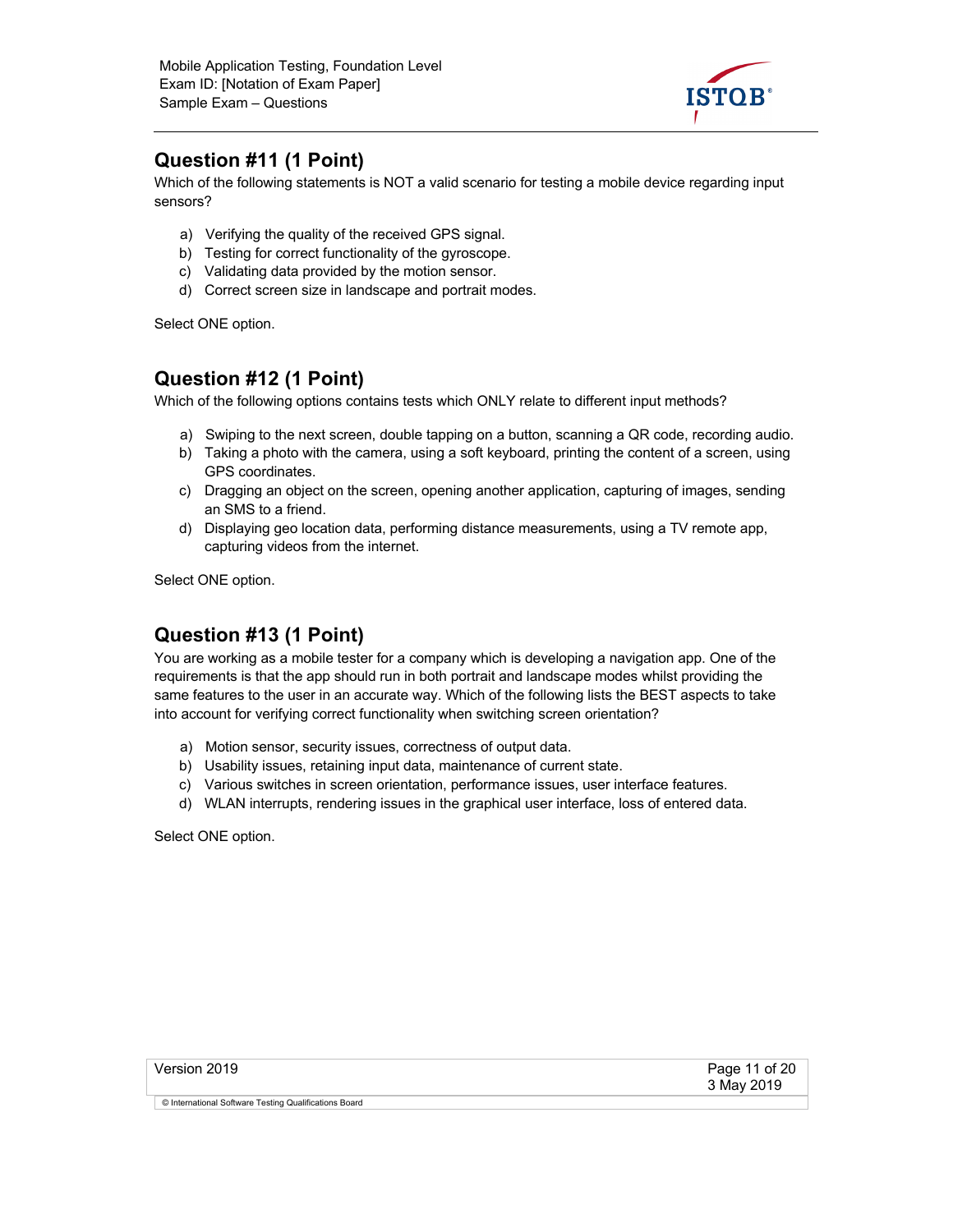## Question #11 (1 Point)

Which of the following statements is NOT a valid scenario for testing a mobile device regarding input sensors?

a) Verifying the quality of the received GPS signal.
b) Testing for correct functionality of the gyroscope.
c) Validating data provided by the motion sensor.
d) Correct screen size in landscape and portrait modes.

Select ONE option.

## Question #12 (1 Point)

Which of the following options contains tests which ONLY relate to different input methods?

a) Swiping to the next screen, double tapping on a button, scanning a QR code, recording audio.
b) Taking a photo with the camera, using a soft keyboard, printing the content of a screen, using GPS coordinates.
c) Dragging an object on the screen, opening another application, capturing of images, sending an SMS to a friend.
d) Displaying geo location data, performing distance measurements, using a TV remote app, capturing videos from the internet.

Select ONE option.

## Question #13 (1 Point)

You are working as a mobile tester for a company which is developing a navigation app. One of the requirements is that the app should run in both portrait and landscape modes whilst providing the same features to the user in an accurate way. Which of the following lists the BEST aspects to take into account for verifying correct functionality when switching screen orientation?

a) Motion sensor, security issues, correctness of output data.
b) Usability issues, retaining input data, maintenance of current state.
c) Various switches in screen orientation, performance issues, user interface features.
d) WLAN interrupts, rendering issues in the graphical user interface, loss of entered data.

Select ONE option.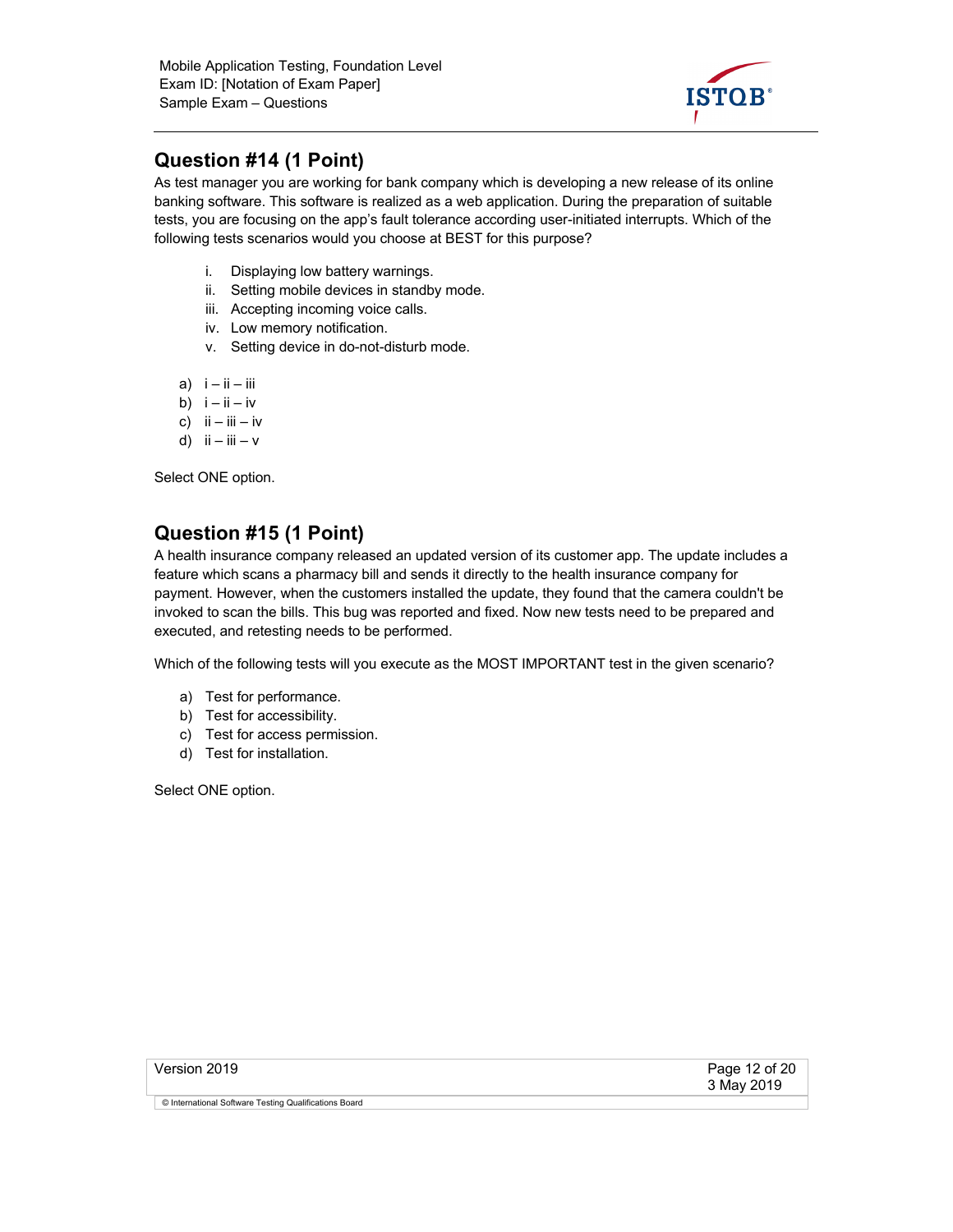## Question #14 (1 Point)

As test manager you are working for bank company which is developing a new release of its online banking software. This software is realized as a web application. During the preparation of suitable tests, you are focusing on the app's fault tolerance according user-initiated interrupts. Which of the following tests scenarios would you choose at BEST for this purpose?

i. Displaying low battery warnings.
ii. Setting mobile devices in standby mode.
iii. Accepting incoming voice calls.
iv. Low memory notification.
v. Setting device in do-not-disturb mode.

a) i – ii – iii
b) i – ii – iv
c) ii – iii – iv
d) ii – iii – v

Select ONE option.

## Question #15 (1 Point)

A health insurance company released an updated version of its customer app. The update includes a feature which scans a pharmacy bill and sends it directly to the health insurance company for payment. However, when the customers installed the update, they found that the camera couldn't be invoked to scan the bills. This bug was reported and fixed. Now new tests need to be prepared and executed, and retesting needs to be performed.

Which of the following tests will you execute as the MOST IMPORTANT test in the given scenario?

a) Test for performance.
b) Test for accessibility.
c) Test for access permission.
d) Test for installation.

Select ONE option.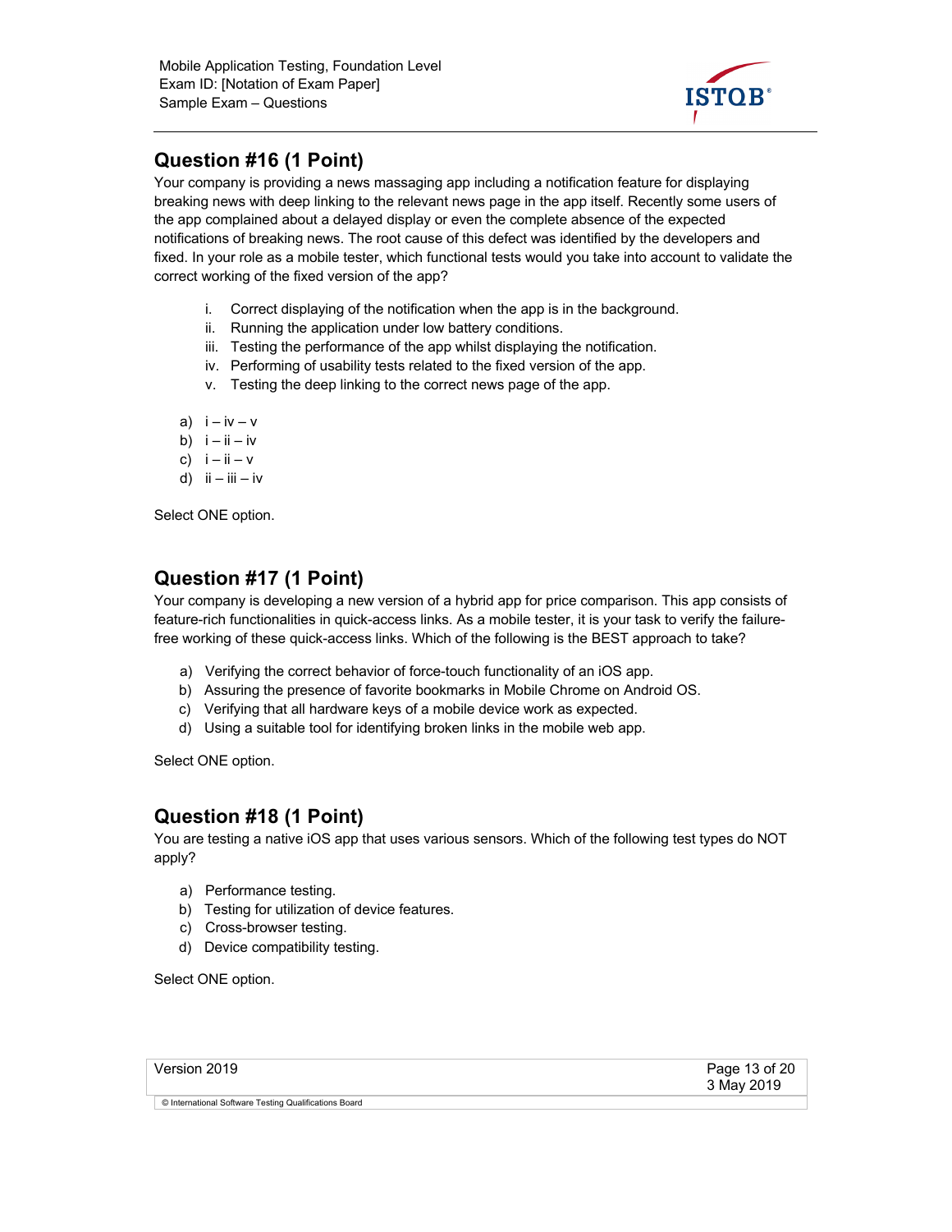## Question #16 (1 Point)

Your company is providing a news massaging app including a notification feature for displaying breaking news with deep linking to the relevant news page in the app itself. Recently some users of the app complained about a delayed display or even the complete absence of the expected notifications of breaking news. The root cause of this defect was identified by the developers and fixed. In your role as a mobile tester, which functional tests would you take into account to validate the correct working of the fixed version of the app?

i. Correct displaying of the notification when the app is in the background.
ii. Running the application under low battery conditions.
iii. Testing the performance of the app whilst displaying the notification.
iv. Performing of usability tests related to the fixed version of the app.
v. Testing the deep linking to the correct news page of the app.

a) i – iv – v
b) i – ii – iv
c) i – ii – v
d) ii – iii – iv

Select ONE option.

## Question #17 (1 Point)

Your company is developing a new version of a hybrid app for price comparison. This app consists of feature-rich functionalities in quick-access links. As a mobile tester, it is your task to verify the failure-free working of these quick-access links. Which of the following is the BEST approach to take?

a) Verifying the correct behavior of force-touch functionality of an iOS app.
b) Assuring the presence of favorite bookmarks in Mobile Chrome on Android OS.
c) Verifying that all hardware keys of a mobile device work as expected.
d) Using a suitable tool for identifying broken links in the mobile web app.

Select ONE option.

## Question #18 (1 Point)

You are testing a native iOS app that uses various sensors. Which of the following test types do NOT apply?

a) Performance testing.
b) Testing for utilization of device features.
c) Cross-browser testing.
d) Device compatibility testing.

Select ONE option.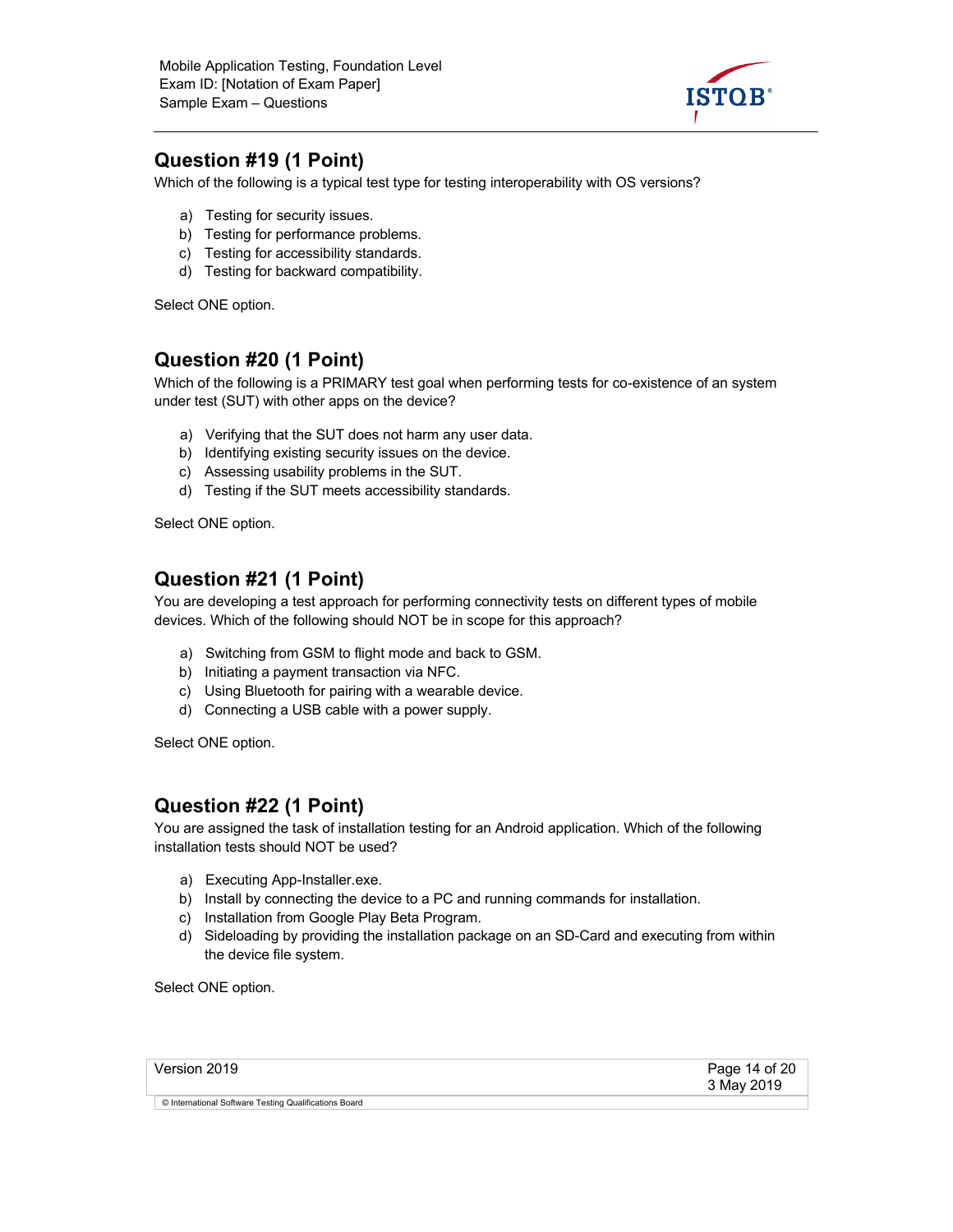## Question #19 (1 Point)

Which of the following is a typical test type for testing interoperability with OS versions?

a) Testing for security issues.
b) Testing for performance problems.
c) Testing for accessibility standards.
d) Testing for backward compatibility.

Select ONE option.

## Question #20 (1 Point)

Which of the following is a PRIMARY test goal when performing tests for co-existence of an system under test (SUT) with other apps on the device?

a) Verifying that the SUT does not harm any user data.
b) Identifying existing security issues on the device.
c) Assessing usability problems in the SUT.
d) Testing if the SUT meets accessibility standards.

Select ONE option.

## Question #21 (1 Point)

You are developing a test approach for performing connectivity tests on different types of mobile devices. Which of the following should NOT be in scope for this approach?

a) Switching from GSM to flight mode and back to GSM.
b) Initiating a payment transaction via NFC.
c) Using Bluetooth for pairing with a wearable device.
d) Connecting a USB cable with a power supply.

Select ONE option.

## Question #22 (1 Point)

You are assigned the task of installation testing for an Android application. Which of the following installation tests should NOT be used?

a) Executing App-Installer.exe.
b) Install by connecting the device to a PC and running commands for installation.
c) Installation from Google Play Beta Program.
d) Sideloading by providing the installation package on an SD-Card and executing from within the device file system.

Select ONE option.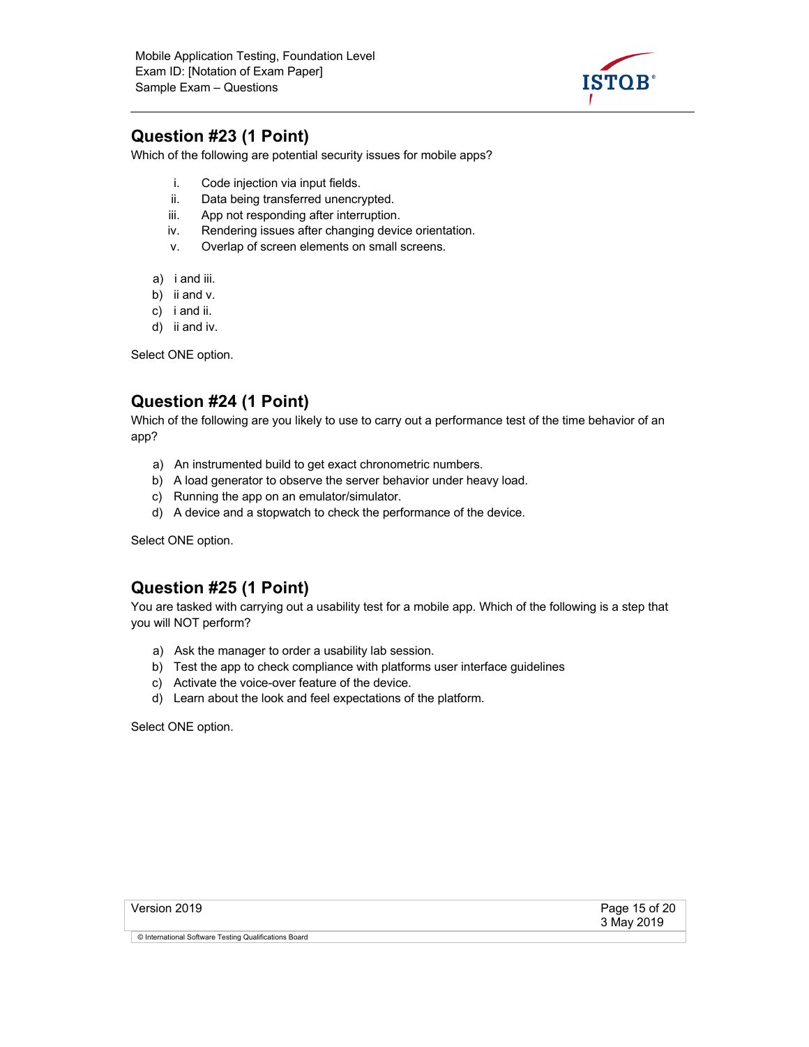## Question #23 (1 Point)

Which of the following are potential security issues for mobile apps?

i. Code injection via input fields.
ii. Data being transferred unencrypted.
iii. App not responding after interruption.
iv. Rendering issues after changing device orientation.
v. Overlap of screen elements on small screens.

a) i and iii.
b) ii and v.
c) i and ii.
d) ii and iv.

Select ONE option.

## Question #24 (1 Point)

Which of the following are you likely to use to carry out a performance test of the time behavior of an app?

a) An instrumented build to get exact chronometric numbers.
b) A load generator to observe the server behavior under heavy load.
c) Running the app on an emulator/simulator.
d) A device and a stopwatch to check the performance of the device.

Select ONE option.

## Question #25 (1 Point)

You are tasked with carrying out a usability test for a mobile app. Which of the following is a step that you will NOT perform?

a) Ask the manager to order a usability lab session.
b) Test the app to check compliance with platforms user interface guidelines
c) Activate the voice-over feature of the device.
d) Learn about the look and feel expectations of the platform.

Select ONE option.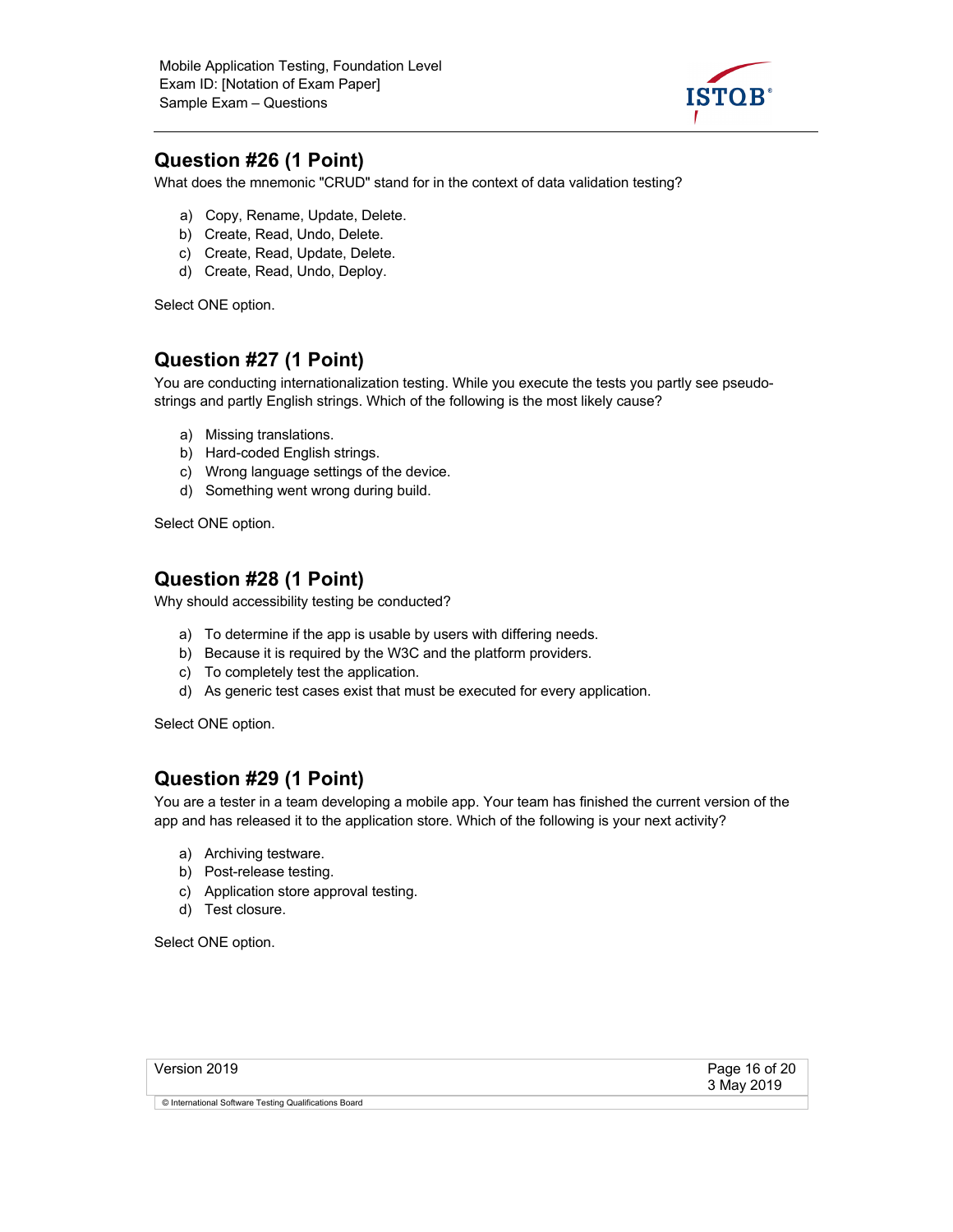## Question #26 (1 Point)

What does the mnemonic "CRUD" stand for in the context of data validation testing?

a) Copy, Rename, Update, Delete.
b) Create, Read, Undo, Delete.
c) Create, Read, Update, Delete.
d) Create, Read, Undo, Deploy.

Select ONE option.

## Question #27 (1 Point)

You are conducting internationalization testing. While you execute the tests you partly see pseudo-strings and partly English strings. Which of the following is the most likely cause?

a) Missing translations.
b) Hard-coded English strings.
c) Wrong language settings of the device.
d) Something went wrong during build.

Select ONE option.

## Question #28 (1 Point)

Why should accessibility testing be conducted?

a) To determine if the app is usable by users with differing needs.
b) Because it is required by the W3C and the platform providers.
c) To completely test the application.
d) As generic test cases exist that must be executed for every application.

Select ONE option.

## Question #29 (1 Point)

You are a tester in a team developing a mobile app. Your team has finished the current version of the app and has released it to the application store. Which of the following is your next activity?

a) Archiving testware.
b) Post-release testing.
c) Application store approval testing.
d) Test closure.

Select ONE option.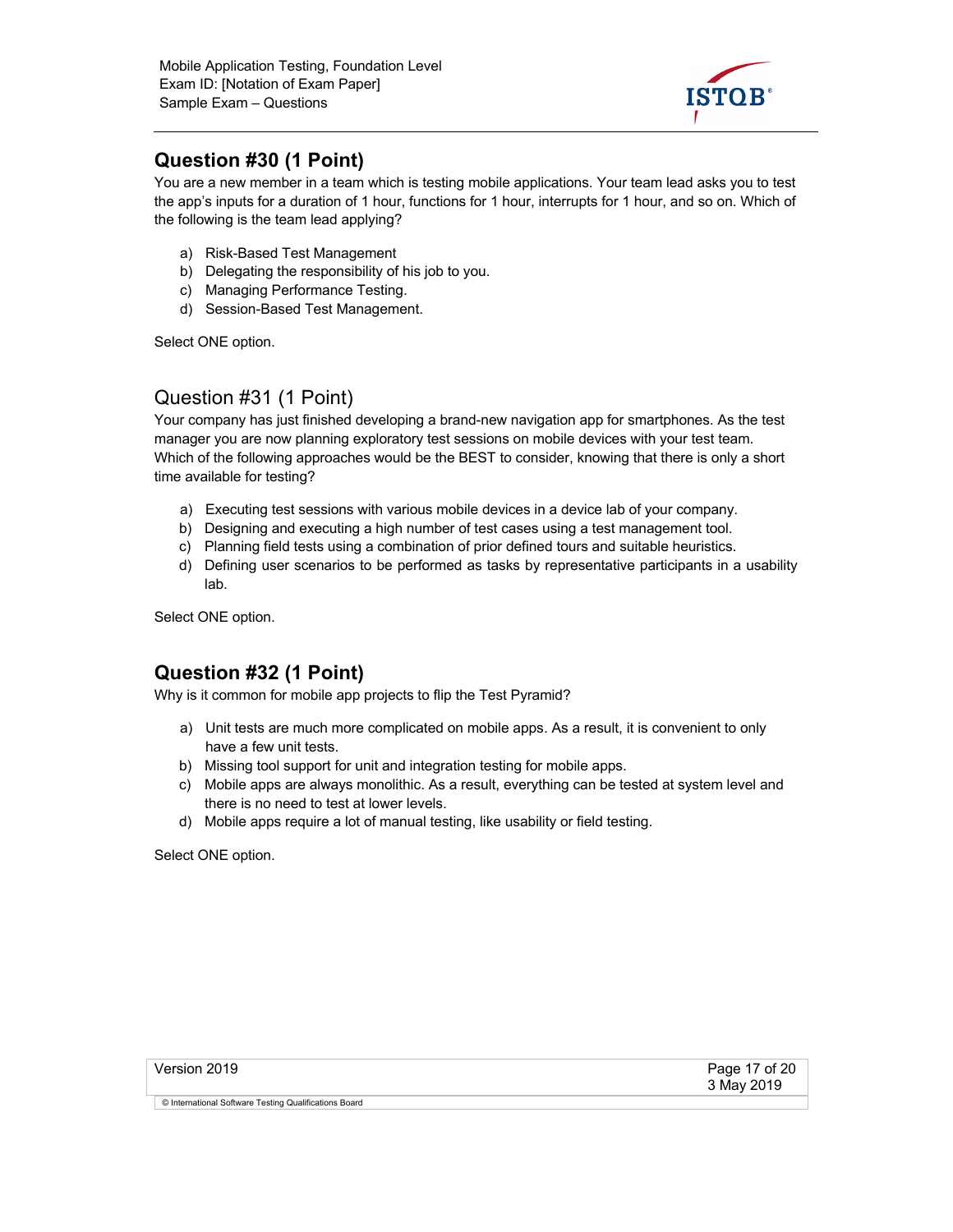## Question #30 (1 Point)

You are a new member in a team which is testing mobile applications. Your team lead asks you to test the app's inputs for a duration of 1 hour, functions for 1 hour, interrupts for 1 hour, and so on. Which of the following is the team lead applying?

a) Risk-Based Test Management
b) Delegating the responsibility of his job to you.
c) Managing Performance Testing.
d) Session-Based Test Management.

Select ONE option.

## Question #31 (1 Point)

Your company has just finished developing a brand-new navigation app for smartphones. As the test manager you are now planning exploratory test sessions on mobile devices with your test team. Which of the following approaches would be the BEST to consider, knowing that there is only a short time available for testing?

a) Executing test sessions with various mobile devices in a device lab of your company.
b) Designing and executing a high number of test cases using a test management tool.
c) Planning field tests using a combination of prior defined tours and suitable heuristics.
d) Defining user scenarios to be performed as tasks by representative participants in a usability lab.

Select ONE option.

## Question #32 (1 Point)

Why is it common for mobile app projects to flip the Test Pyramid?

a) Unit tests are much more complicated on mobile apps. As a result, it is convenient to only have a few unit tests.
b) Missing tool support for unit and integration testing for mobile apps.
c) Mobile apps are always monolithic. As a result, everything can be tested at system level and there is no need to test at lower levels.
d) Mobile apps require a lot of manual testing, like usability or field testing.

Select ONE option.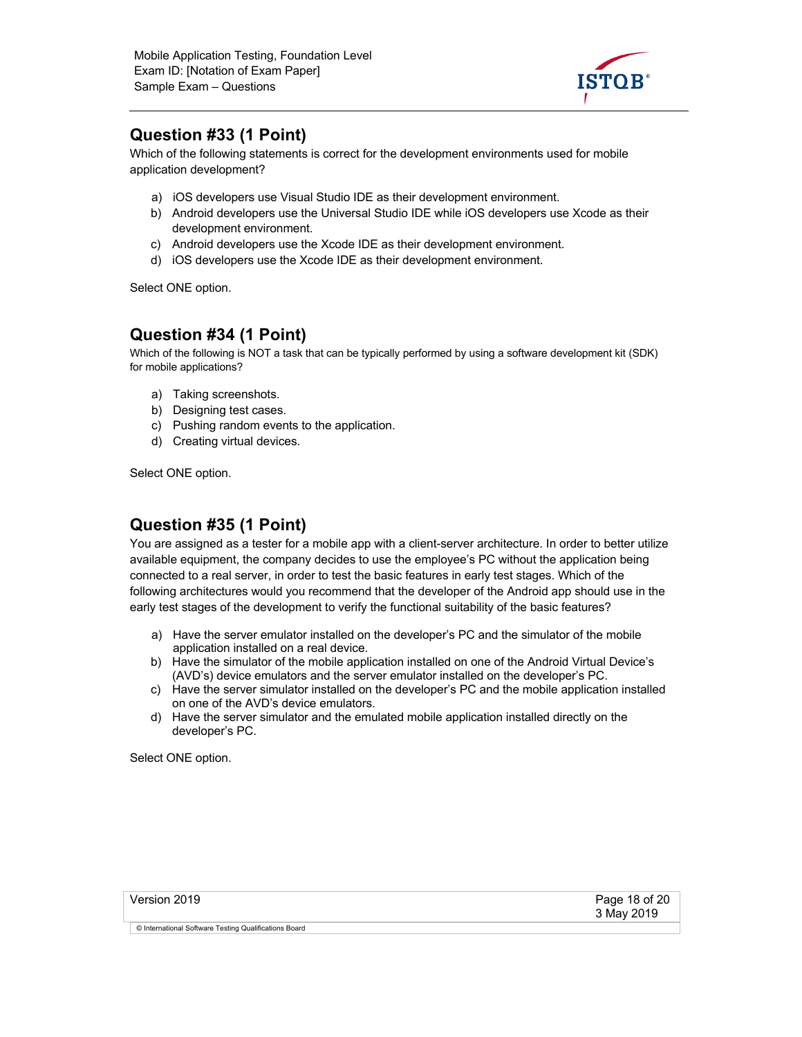## Question #33 (1 Point)

Which of the following statements is correct for the development environments used for mobile application development?

a) iOS developers use Visual Studio IDE as their development environment.
b) Android developers use the Universal Studio IDE while iOS developers use Xcode as their development environment.
c) Android developers use the Xcode IDE as their development environment.
d) iOS developers use the Xcode IDE as their development environment.

Select ONE option.

## Question #34 (1 Point)

Which of the following is NOT a task that can be typically performed by using a software development kit (SDK) for mobile applications?

a) Taking screenshots.
b) Designing test cases.
c) Pushing random events to the application.
d) Creating virtual devices.

Select ONE option.

## Question #35 (1 Point)

You are assigned as a tester for a mobile app with a client-server architecture. In order to better utilize available equipment, the company decides to use the employee's PC without the application being connected to a real server, in order to test the basic features in early test stages. Which of the following architectures would you recommend that the developer of the Android app should use in the early test stages of the development to verify the functional suitability of the basic features?

a) Have the server emulator installed on the developer's PC and the simulator of the mobile application installed on a real device.
b) Have the simulator of the mobile application installed on one of the Android Virtual Device's (AVD's) device emulators and the server emulator installed on the developer's PC.
c) Have the server simulator installed on the developer's PC and the mobile application installed on one of the AVD's device emulators.
d) Have the server simulator and the emulated mobile application installed directly on the developer's PC.

Select ONE option.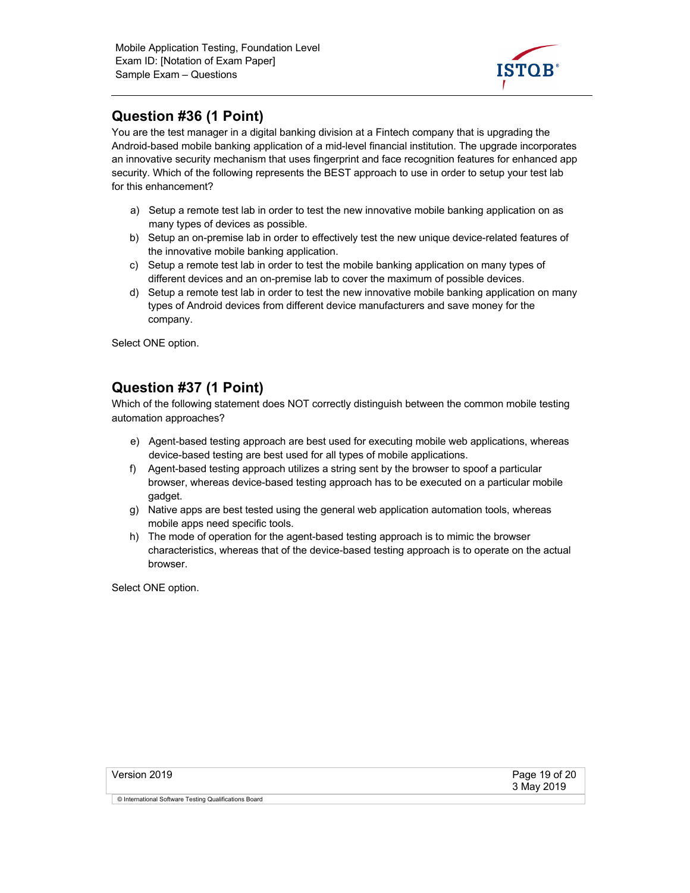## Question #36 (1 Point)

You are the test manager in a digital banking division at a Fintech company that is upgrading the Android-based mobile banking application of a mid-level financial institution. The upgrade incorporates an innovative security mechanism that uses fingerprint and face recognition features for enhanced app security. Which of the following represents the BEST approach to use in order to setup your test lab for this enhancement?

a) Setup a remote test lab in order to test the new innovative mobile banking application on as many types of devices as possible.
b) Setup an on-premise lab in order to effectively test the new unique device-related features of the innovative mobile banking application.
c) Setup a remote test lab in order to test the mobile banking application on many types of different devices and an on-premise lab to cover the maximum of possible devices.
d) Setup a remote test lab in order to test the new innovative mobile banking application on many types of Android devices from different device manufacturers and save money for the company.

Select ONE option.

## Question #37 (1 Point)

Which of the following statement does NOT correctly distinguish between the common mobile testing automation approaches?

e) Agent-based testing approach are best used for executing mobile web applications, whereas device-based testing are best used for all types of mobile applications.
f) Agent-based testing approach utilizes a string sent by the browser to spoof a particular browser, whereas device-based testing approach has to be executed on a particular mobile gadget.
g) Native apps are best tested using the general web application automation tools, whereas mobile apps need specific tools.
h) The mode of operation for the agent-based testing approach is to mimic the browser characteristics, whereas that of the device-based testing approach is to operate on the actual browser.

Select ONE option.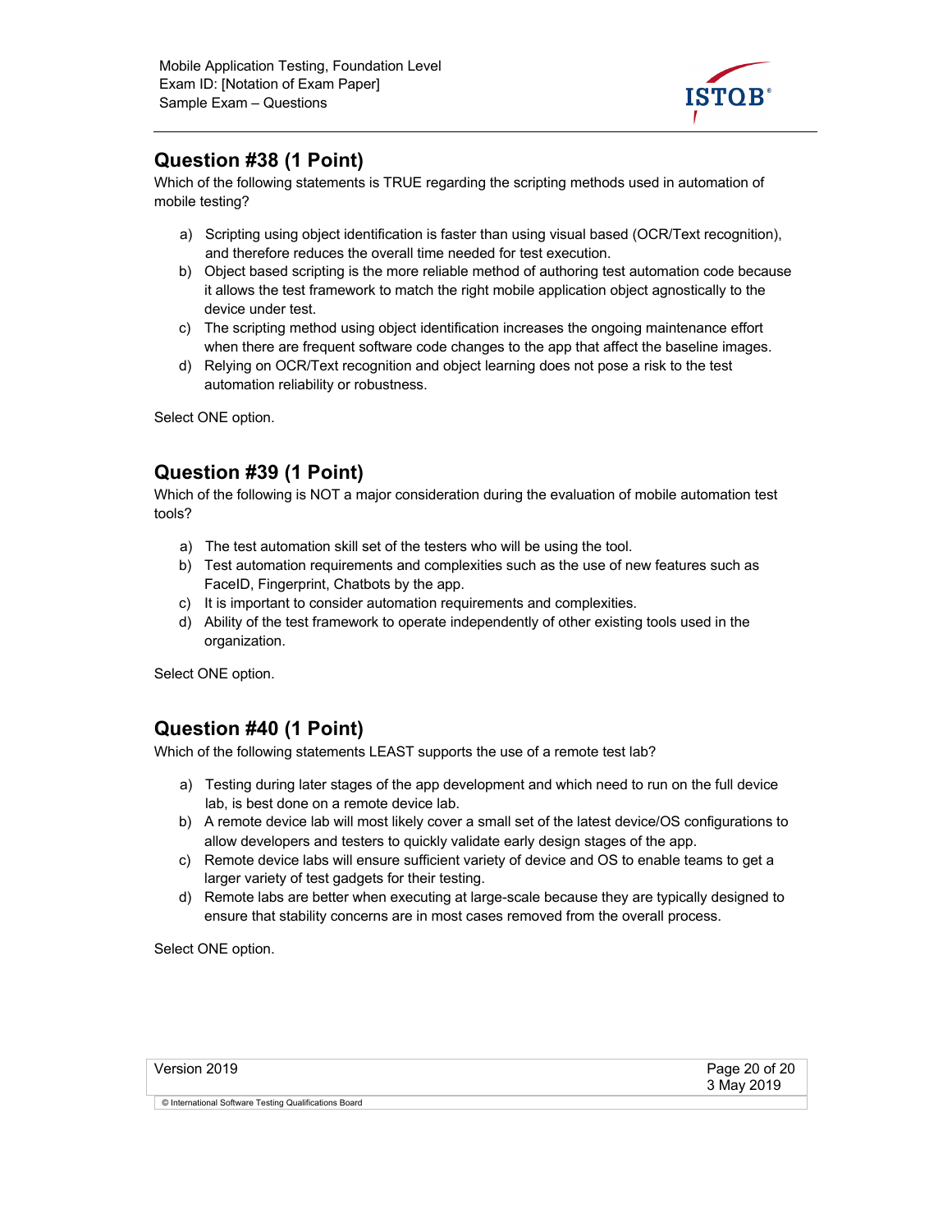## Question #38 (1 Point)

Which of the following statements is TRUE regarding the scripting methods used in automation of mobile testing?

a) Scripting using object identification is faster than using visual based (OCR/Text recognition), and therefore reduces the overall time needed for test execution.
b) Object based scripting is the more reliable method of authoring test automation code because it allows the test framework to match the right mobile application object agnostically to the device under test.
c) The scripting method using object identification increases the ongoing maintenance effort when there are frequent software code changes to the app that affect the baseline images.
d) Relying on OCR/Text recognition and object learning does not pose a risk to the test automation reliability or robustness.

Select ONE option.

## Question #39 (1 Point)

Which of the following is NOT a major consideration during the evaluation of mobile automation test tools?

a) The test automation skill set of the testers who will be using the tool.
b) Test automation requirements and complexities such as the use of new features such as FaceID, Fingerprint, Chatbots by the app.
c) It is important to consider automation requirements and complexities.
d) Ability of the test framework to operate independently of other existing tools used in the organization.

Select ONE option.

## Question #40 (1 Point)

Which of the following statements LEAST supports the use of a remote test lab?

a) Testing during later stages of the app development and which need to run on the full device lab, is best done on a remote device lab.
b) A remote device lab will most likely cover a small set of the latest device/OS configurations to allow developers and testers to quickly validate early design stages of the app.
c) Remote device labs will ensure sufficient variety of device and OS to enable teams to get a larger variety of test gadgets for their testing.
d) Remote labs are better when executing at large-scale because they are typically designed to ensure that stability concerns are in most cases removed from the overall process.

Select ONE option.